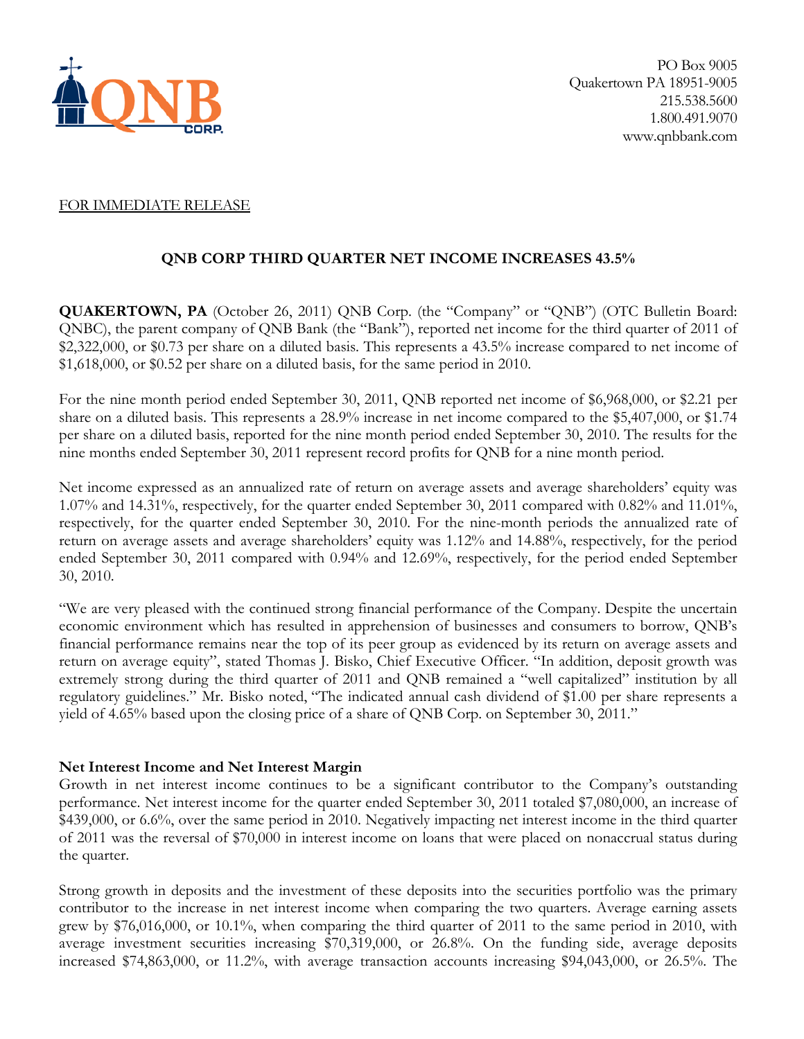PO Box 9005
Quakertown PA 18951-9005
215.538.5600
1.800.491.9070
www.qnbbank.com

FOR IMMEDIATE RELEASE

## QNB CORP THIRD QUARTER NET INCOME INCREASES 43.5%

**QUAKERTOWN, PA** (October 26, 2011) QNB Corp. (the "Company" or "QNB") (OTC Bulletin Board: QNBC), the parent company of QNB Bank (the "Bank"), reported net income for the third quarter of 2011 of $2,322,000, or $0.73 per share on a diluted basis. This represents a 43.5% increase compared to net income of $1,618,000, or $0.52 per share on a diluted basis, for the same period in 2010.

For the nine month period ended September 30, 2011, QNB reported net income of $6,968,000, or $2.21 per share on a diluted basis. This represents a 28.9% increase in net income compared to the $5,407,000, or $1.74 per share on a diluted basis, reported for the nine month period ended September 30, 2010. The results for the nine months ended September 30, 2011 represent record profits for QNB for a nine month period.

Net income expressed as an annualized rate of return on average assets and average shareholders' equity was 1.07% and 14.31%, respectively, for the quarter ended September 30, 2011 compared with 0.82% and 11.01%, respectively, for the quarter ended September 30, 2010. For the nine-month periods the annualized rate of return on average assets and average shareholders' equity was 1.12% and 14.88%, respectively, for the period ended September 30, 2011 compared with 0.94% and 12.69%, respectively, for the period ended September 30, 2010.

"We are very pleased with the continued strong financial performance of the Company. Despite the uncertain economic environment which has resulted in apprehension of businesses and consumers to borrow, QNB's financial performance remains near the top of its peer group as evidenced by its return on average assets and return on average equity", stated Thomas J. Bisko, Chief Executive Officer. "In addition, deposit growth was extremely strong during the third quarter of 2011 and QNB remained a "well capitalized" institution by all regulatory guidelines." Mr. Bisko noted, "The indicated annual cash dividend of $1.00 per share represents a yield of 4.65% based upon the closing price of a share of QNB Corp. on September 30, 2011."

### Net Interest Income and Net Interest Margin

Growth in net interest income continues to be a significant contributor to the Company's outstanding performance. Net interest income for the quarter ended September 30, 2011 totaled $7,080,000, an increase of $439,000, or 6.6%, over the same period in 2010. Negatively impacting net interest income in the third quarter of 2011 was the reversal of $70,000 in interest income on loans that were placed on nonaccrual status during the quarter.

Strong growth in deposits and the investment of these deposits into the securities portfolio was the primary contributor to the increase in net interest income when comparing the two quarters. Average earning assets grew by $76,016,000, or 10.1%, when comparing the third quarter of 2011 to the same period in 2010, with average investment securities increasing $70,319,000, or 26.8%. On the funding side, average deposits increased $74,863,000, or 11.2%, with average transaction accounts increasing $94,043,000, or 26.5%. The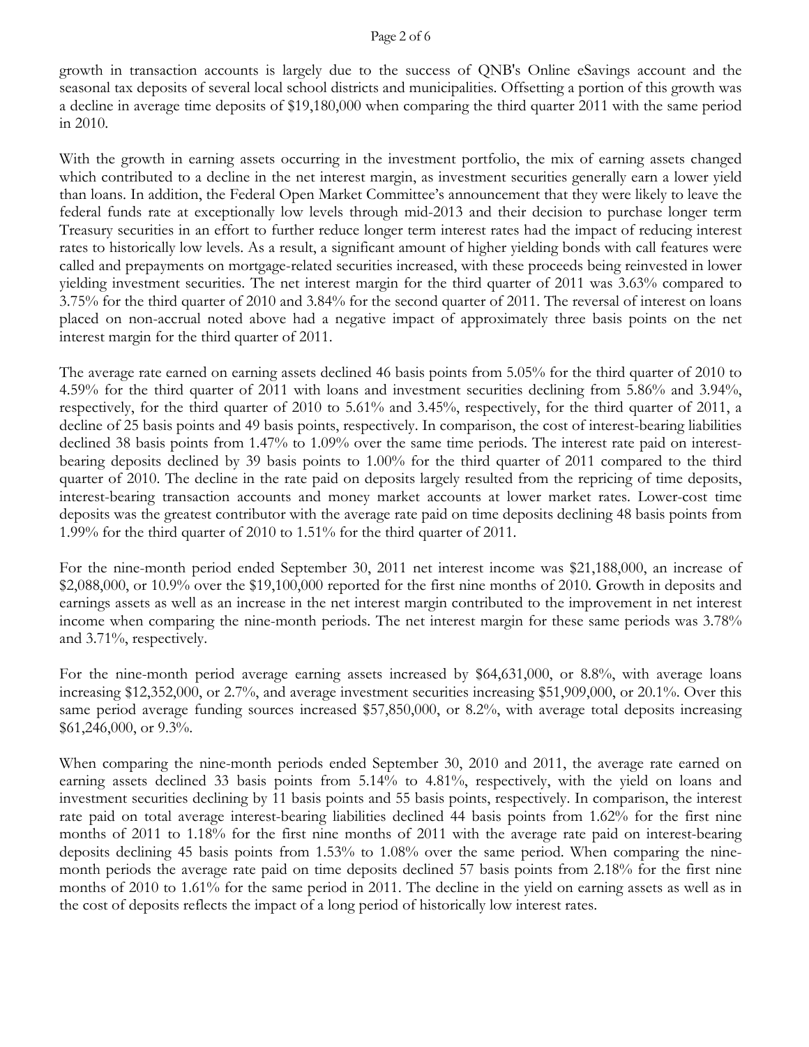growth in transaction accounts is largely due to the success of QNB's Online eSavings account and the seasonal tax deposits of several local school districts and municipalities. Offsetting a portion of this growth was a decline in average time deposits of $19,180,000 when comparing the third quarter 2011 with the same period in 2010.

With the growth in earning assets occurring in the investment portfolio, the mix of earning assets changed which contributed to a decline in the net interest margin, as investment securities generally earn a lower yield than loans. In addition, the Federal Open Market Committee's announcement that they were likely to leave the federal funds rate at exceptionally low levels through mid-2013 and their decision to purchase longer term Treasury securities in an effort to further reduce longer term interest rates had the impact of reducing interest rates to historically low levels. As a result, a significant amount of higher yielding bonds with call features were called and prepayments on mortgage-related securities increased, with these proceeds being reinvested in lower yielding investment securities. The net interest margin for the third quarter of 2011 was 3.63% compared to 3.75% for the third quarter of 2010 and 3.84% for the second quarter of 2011. The reversal of interest on loans placed on non-accrual noted above had a negative impact of approximately three basis points on the net interest margin for the third quarter of 2011.

The average rate earned on earning assets declined 46 basis points from 5.05% for the third quarter of 2010 to 4.59% for the third quarter of 2011 with loans and investment securities declining from 5.86% and 3.94%, respectively, for the third quarter of 2010 to 5.61% and 3.45%, respectively, for the third quarter of 2011, a decline of 25 basis points and 49 basis points, respectively. In comparison, the cost of interest-bearing liabilities declined 38 basis points from 1.47% to 1.09% over the same time periods. The interest rate paid on interest-bearing deposits declined by 39 basis points to 1.00% for the third quarter of 2011 compared to the third quarter of 2010. The decline in the rate paid on deposits largely resulted from the repricing of time deposits, interest-bearing transaction accounts and money market accounts at lower market rates. Lower-cost time deposits was the greatest contributor with the average rate paid on time deposits declining 48 basis points from 1.99% for the third quarter of 2010 to 1.51% for the third quarter of 2011.

For the nine-month period ended September 30, 2011 net interest income was $21,188,000, an increase of $2,088,000, or 10.9% over the $19,100,000 reported for the first nine months of 2010. Growth in deposits and earnings assets as well as an increase in the net interest margin contributed to the improvement in net interest income when comparing the nine-month periods. The net interest margin for these same periods was 3.78% and 3.71%, respectively.

For the nine-month period average earning assets increased by $64,631,000, or 8.8%, with average loans increasing $12,352,000, or 2.7%, and average investment securities increasing $51,909,000, or 20.1%. Over this same period average funding sources increased $57,850,000, or 8.2%, with average total deposits increasing $61,246,000, or 9.3%.

When comparing the nine-month periods ended September 30, 2010 and 2011, the average rate earned on earning assets declined 33 basis points from 5.14% to 4.81%, respectively, with the yield on loans and investment securities declining by 11 basis points and 55 basis points, respectively. In comparison, the interest rate paid on total average interest-bearing liabilities declined 44 basis points from 1.62% for the first nine months of 2011 to 1.18% for the first nine months of 2011 with the average rate paid on interest-bearing deposits declining 45 basis points from 1.53% to 1.08% over the same period. When comparing the nine-month periods the average rate paid on time deposits declined 57 basis points from 2.18% for the first nine months of 2010 to 1.61% for the same period in 2011. The decline in the yield on earning assets as well as in the cost of deposits reflects the impact of a long period of historically low interest rates.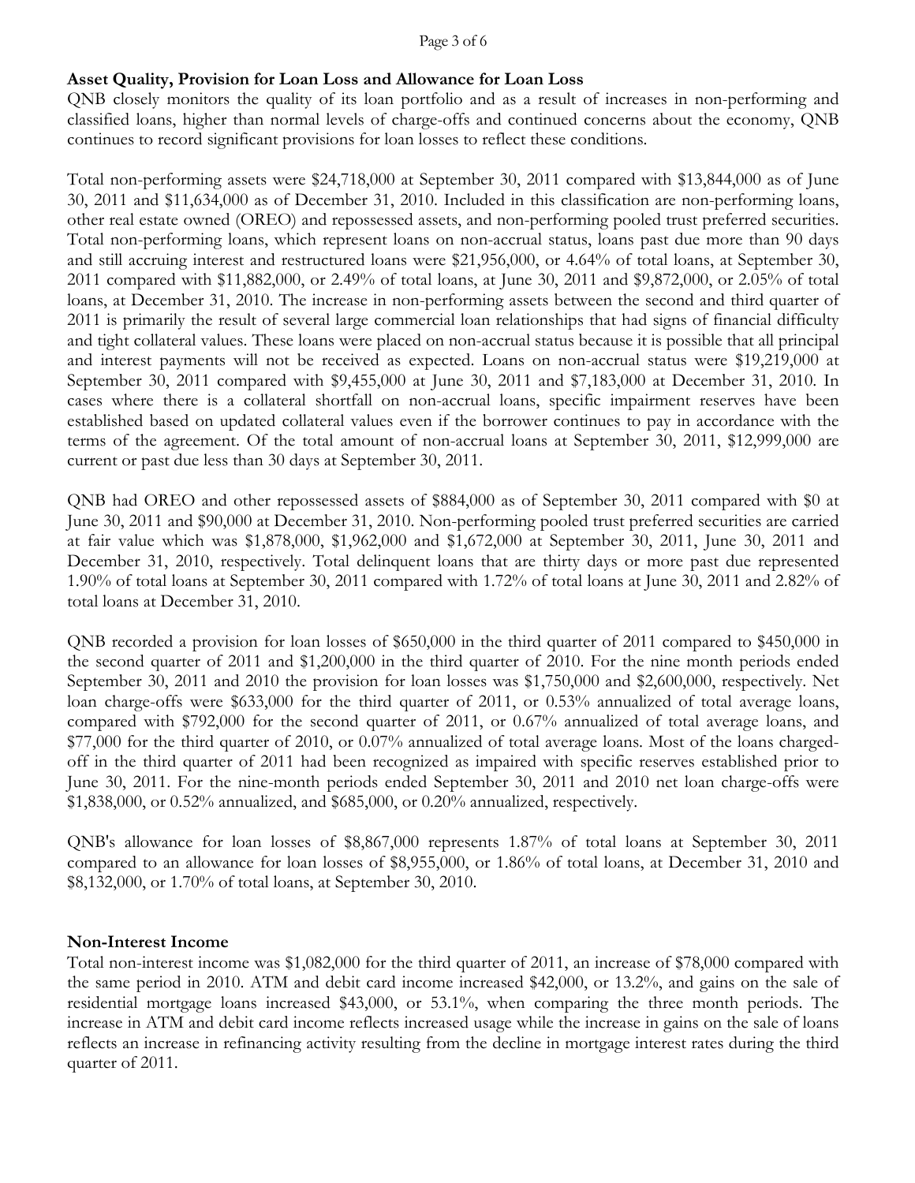## Asset Quality, Provision for Loan Loss and Allowance for Loan Loss

QNB closely monitors the quality of its loan portfolio and as a result of increases in non-performing and classified loans, higher than normal levels of charge-offs and continued concerns about the economy, QNB continues to record significant provisions for loan losses to reflect these conditions.

Total non-performing assets were $24,718,000 at September 30, 2011 compared with $13,844,000 as of June 30, 2011 and $11,634,000 as of December 31, 2010. Included in this classification are non-performing loans, other real estate owned (OREO) and repossessed assets, and non-performing pooled trust preferred securities. Total non-performing loans, which represent loans on non-accrual status, loans past due more than 90 days and still accruing interest and restructured loans were $21,956,000, or 4.64% of total loans, at September 30, 2011 compared with $11,882,000, or 2.49% of total loans, at June 30, 2011 and $9,872,000, or 2.05% of total loans, at December 31, 2010. The increase in non-performing assets between the second and third quarter of 2011 is primarily the result of several large commercial loan relationships that had signs of financial difficulty and tight collateral values. These loans were placed on non-accrual status because it is possible that all principal and interest payments will not be received as expected. Loans on non-accrual status were $19,219,000 at September 30, 2011 compared with $9,455,000 at June 30, 2011 and $7,183,000 at December 31, 2010. In cases where there is a collateral shortfall on non-accrual loans, specific impairment reserves have been established based on updated collateral values even if the borrower continues to pay in accordance with the terms of the agreement. Of the total amount of non-accrual loans at September 30, 2011, $12,999,000 are current or past due less than 30 days at September 30, 2011.

QNB had OREO and other repossessed assets of $884,000 as of September 30, 2011 compared with $0 at June 30, 2011 and $90,000 at December 31, 2010. Non-performing pooled trust preferred securities are carried at fair value which was $1,878,000, $1,962,000 and $1,672,000 at September 30, 2011, June 30, 2011 and December 31, 2010, respectively. Total delinquent loans that are thirty days or more past due represented 1.90% of total loans at September 30, 2011 compared with 1.72% of total loans at June 30, 2011 and 2.82% of total loans at December 31, 2010.

QNB recorded a provision for loan losses of $650,000 in the third quarter of 2011 compared to $450,000 in the second quarter of 2011 and $1,200,000 in the third quarter of 2010. For the nine month periods ended September 30, 2011 and 2010 the provision for loan losses was $1,750,000 and $2,600,000, respectively. Net loan charge-offs were $633,000 for the third quarter of 2011, or 0.53% annualized of total average loans, compared with $792,000 for the second quarter of 2011, or 0.67% annualized of total average loans, and $77,000 for the third quarter of 2010, or 0.07% annualized of total average loans. Most of the loans charged-off in the third quarter of 2011 had been recognized as impaired with specific reserves established prior to June 30, 2011. For the nine-month periods ended September 30, 2011 and 2010 net loan charge-offs were $1,838,000, or 0.52% annualized, and $685,000, or 0.20% annualized, respectively.

QNB's allowance for loan losses of $8,867,000 represents 1.87% of total loans at September 30, 2011 compared to an allowance for loan losses of $8,955,000, or 1.86% of total loans, at December 31, 2010 and $8,132,000, or 1.70% of total loans, at September 30, 2010.

## Non-Interest Income

Total non-interest income was $1,082,000 for the third quarter of 2011, an increase of $78,000 compared with the same period in 2010. ATM and debit card income increased $42,000, or 13.2%, and gains on the sale of residential mortgage loans increased $43,000, or 53.1%, when comparing the three month periods. The increase in ATM and debit card income reflects increased usage while the increase in gains on the sale of loans reflects an increase in refinancing activity resulting from the decline in mortgage interest rates during the third quarter of 2011.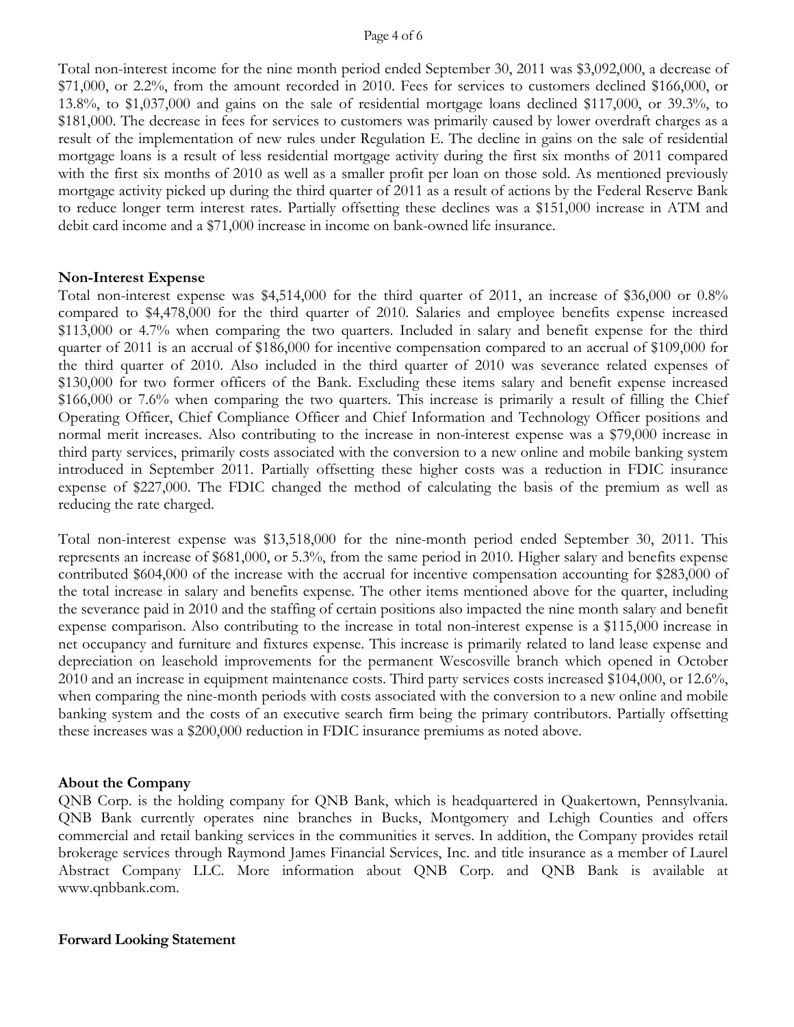Total non-interest income for the nine month period ended September 30, 2011 was $3,092,000, a decrease of $71,000, or 2.2%, from the amount recorded in 2010. Fees for services to customers declined $166,000, or 13.8%, to $1,037,000 and gains on the sale of residential mortgage loans declined $117,000, or 39.3%, to $181,000. The decrease in fees for services to customers was primarily caused by lower overdraft charges as a result of the implementation of new rules under Regulation E. The decline in gains on the sale of residential mortgage loans is a result of less residential mortgage activity during the first six months of 2011 compared with the first six months of 2010 as well as a smaller profit per loan on those sold. As mentioned previously mortgage activity picked up during the third quarter of 2011 as a result of actions by the Federal Reserve Bank to reduce longer term interest rates. Partially offsetting these declines was a $151,000 increase in ATM and debit card income and a $71,000 increase in income on bank-owned life insurance.

**Non-Interest Expense**

Total non-interest expense was $4,514,000 for the third quarter of 2011, an increase of $36,000 or 0.8% compared to $4,478,000 for the third quarter of 2010. Salaries and employee benefits expense increased $113,000 or 4.7% when comparing the two quarters. Included in salary and benefit expense for the third quarter of 2011 is an accrual of $186,000 for incentive compensation compared to an accrual of $109,000 for the third quarter of 2010. Also included in the third quarter of 2010 was severance related expenses of $130,000 for two former officers of the Bank. Excluding these items salary and benefit expense increased $166,000 or 7.6% when comparing the two quarters. This increase is primarily a result of filling the Chief Operating Officer, Chief Compliance Officer and Chief Information and Technology Officer positions and normal merit increases. Also contributing to the increase in non-interest expense was a $79,000 increase in third party services, primarily costs associated with the conversion to a new online and mobile banking system introduced in September 2011. Partially offsetting these higher costs was a reduction in FDIC insurance expense of $227,000. The FDIC changed the method of calculating the basis of the premium as well as reducing the rate charged.

Total non-interest expense was $13,518,000 for the nine-month period ended September 30, 2011. This represents an increase of $681,000, or 5.3%, from the same period in 2010. Higher salary and benefits expense contributed $604,000 of the increase with the accrual for incentive compensation accounting for $283,000 of the total increase in salary and benefits expense. The other items mentioned above for the quarter, including the severance paid in 2010 and the staffing of certain positions also impacted the nine month salary and benefit expense comparison. Also contributing to the increase in total non-interest expense is a $115,000 increase in net occupancy and furniture and fixtures expense. This increase is primarily related to land lease expense and depreciation on leasehold improvements for the permanent Wescosville branch which opened in October 2010 and an increase in equipment maintenance costs. Third party services costs increased $104,000, or 12.6%, when comparing the nine-month periods with costs associated with the conversion to a new online and mobile banking system and the costs of an executive search firm being the primary contributors. Partially offsetting these increases was a $200,000 reduction in FDIC insurance premiums as noted above.

**About the Company**

QNB Corp. is the holding company for QNB Bank, which is headquartered in Quakertown, Pennsylvania. QNB Bank currently operates nine branches in Bucks, Montgomery and Lehigh Counties and offers commercial and retail banking services in the communities it serves. In addition, the Company provides retail brokerage services through Raymond James Financial Services, Inc. and title insurance as a member of Laurel Abstract Company LLC. More information about QNB Corp. and QNB Bank is available at www.qnbbank.com.

**Forward Looking Statement**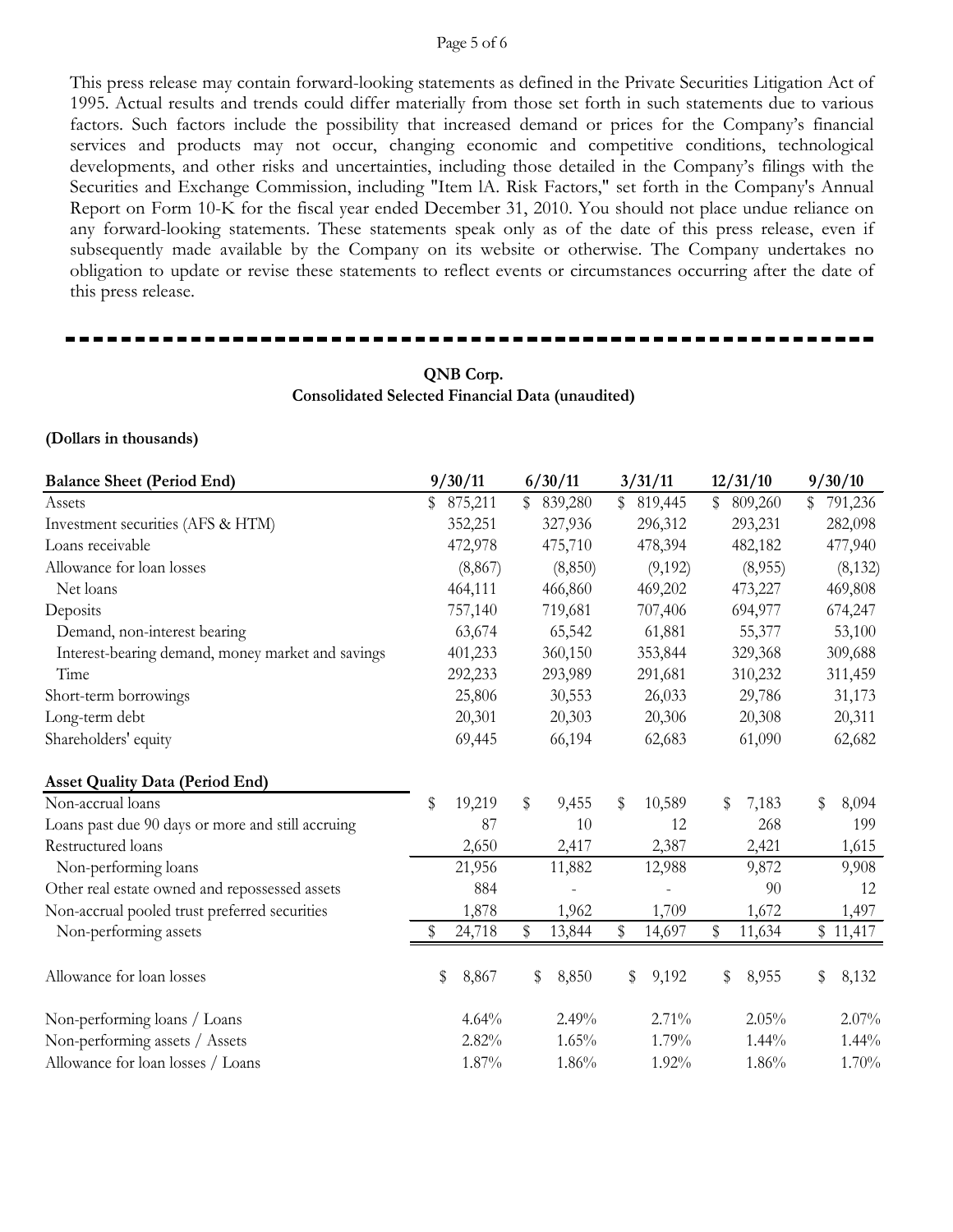This press release may contain forward-looking statements as defined in the Private Securities Litigation Act of 1995. Actual results and trends could differ materially from those set forth in such statements due to various factors. Such factors include the possibility that increased demand or prices for the Company's financial services and products may not occur, changing economic and competitive conditions, technological developments, and other risks and uncertainties, including those detailed in the Company's filings with the Securities and Exchange Commission, including "Item lA. Risk Factors," set forth in the Company's Annual Report on Form 10-K for the fiscal year ended December 31, 2010. You should not place undue reliance on any forward-looking statements. These statements speak only as of the date of this press release, even if subsequently made available by the Company on its website or otherwise. The Company undertakes no obligation to update or revise these statements to reflect events or circumstances occurring after the date of this press release.

---

**QNB Corp.**
**Consolidated Selected Financial Data (unaudited)**

**(Dollars in thousands)**

| Balance Sheet (Period End) | 9/30/11 | 6/30/11 | 3/31/11 | 12/31/10 | 9/30/10 |
|---|---|---|---|---|---|
| Assets | $ 875,211 | $ 839,280 | $ 819,445 | $ 809,260 | $ 791,236 |
| Investment securities (AFS & HTM) | 352,251 | 327,936 | 296,312 | 293,231 | 282,098 |
| Loans receivable | 472,978 | 475,710 | 478,394 | 482,182 | 477,940 |
| Allowance for loan losses | (8,867) | (8,850) | (9,192) | (8,955) | (8,132) |
| Net loans | 464,111 | 466,860 | 469,202 | 473,227 | 469,808 |
| Deposits | 757,140 | 719,681 | 707,406 | 694,977 | 674,247 |
| Demand, non-interest bearing | 63,674 | 65,542 | 61,881 | 55,377 | 53,100 |
| Interest-bearing demand, money market and savings | 401,233 | 360,150 | 353,844 | 329,368 | 309,688 |
| Time | 292,233 | 293,989 | 291,681 | 310,232 | 311,459 |
| Short-term borrowings | 25,806 | 30,553 | 26,033 | 29,786 | 31,173 |
| Long-term debt | 20,301 | 20,303 | 20,306 | 20,308 | 20,311 |
| Shareholders' equity | 69,445 | 66,194 | 62,683 | 61,090 | 62,682 |
| **Asset Quality Data (Period End)** | | | | | |
| Non-accrual loans | $ 19,219 | $ 9,455 | $ 10,589 | $ 7,183 | $ 8,094 |
| Loans past due 90 days or more and still accruing | 87 | 10 | 12 | 268 | 199 |
| Restructured loans | 2,650 | 2,417 | 2,387 | 2,421 | 1,615 |
| Non-performing loans | 21,956 | 11,882 | 12,988 | 9,872 | 9,908 |
| Other real estate owned and repossessed assets | 884 | - | - | 90 | 12 |
| Non-accrual pooled trust preferred securities | 1,878 | 1,962 | 1,709 | 1,672 | 1,497 |
| Non-performing assets | $ 24,718 | $ 13,844 | $ 14,697 | $ 11,634 | $ 11,417 |
| Allowance for loan losses | $ 8,867 | $ 8,850 | $ 9,192 | $ 8,955 | $ 8,132 |
| Non-performing loans / Loans | 4.64% | 2.49% | 2.71% | 2.05% | 2.07% |
| Non-performing assets / Assets | 2.82% | 1.65% | 1.79% | 1.44% | 1.44% |
| Allowance for loan losses / Loans | 1.87% | 1.86% | 1.92% | 1.86% | 1.70% |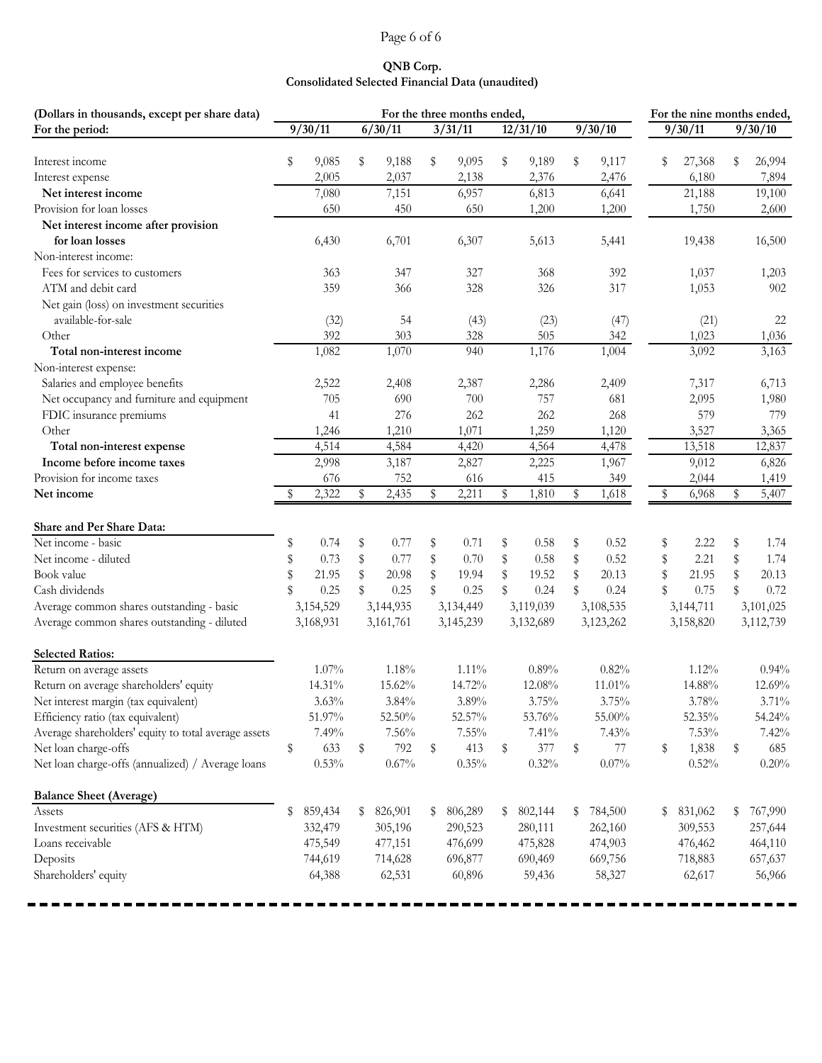**QNB Corp.**
**Consolidated Selected Financial Data (unaudited)**

| (Dollars in thousands, except per share data) | For the three months ended, | | | | | For the nine months ended, | |
|---|---|---|---|---|---|---|---|
| **For the period:** | 9/30/11 | 6/30/11 | 3/31/11 | 12/31/10 | 9/30/10 | 9/30/11 | 9/30/10 |
| Interest income | $ 9,085 | $ 9,188 | $ 9,095 | $ 9,189 | $ 9,117 | $ 27,368 | $ 26,994 |
| Interest expense | 2,005 | 2,037 | 2,138 | 2,376 | 2,476 | 6,180 | 7,894 |
| **Net interest income** | 7,080 | 7,151 | 6,957 | 6,813 | 6,641 | 21,188 | 19,100 |
| Provision for loan losses | 650 | 450 | 650 | 1,200 | 1,200 | 1,750 | 2,600 |
| **Net interest income after provision for loan losses** | 6,430 | 6,701 | 6,307 | 5,613 | 5,441 | 19,438 | 16,500 |
| Non-interest income: | | | | | | | |
| Fees for services to customers | 363 | 347 | 327 | 368 | 392 | 1,037 | 1,203 |
| ATM and debit card | 359 | 366 | 328 | 326 | 317 | 1,053 | 902 |
| Net gain (loss) on investment securities available-for-sale | (32) | 54 | (43) | (23) | (47) | (21) | 22 |
| Other | 392 | 303 | 328 | 505 | 342 | 1,023 | 1,036 |
| **Total non-interest income** | 1,082 | 1,070 | 940 | 1,176 | 1,004 | 3,092 | 3,163 |
| Non-interest expense: | | | | | | | |
| Salaries and employee benefits | 2,522 | 2,408 | 2,387 | 2,286 | 2,409 | 7,317 | 6,713 |
| Net occupancy and furniture and equipment | 705 | 690 | 700 | 757 | 681 | 2,095 | 1,980 |
| FDIC insurance premiums | 41 | 276 | 262 | 262 | 268 | 579 | 779 |
| Other | 1,246 | 1,210 | 1,071 | 1,259 | 1,120 | 3,527 | 3,365 |
| **Total non-interest expense** | 4,514 | 4,584 | 4,420 | 4,564 | 4,478 | 13,518 | 12,837 |
| **Income before income taxes** | 2,998 | 3,187 | 2,827 | 2,225 | 1,967 | 9,012 | 6,826 |
| Provision for income taxes | 676 | 752 | 616 | 415 | 349 | 2,044 | 1,419 |
| **Net income** | $ 2,322 | $ 2,435 | $ 2,211 | $ 1,810 | $ 1,618 | $ 6,968 | $ 5,407 |
| **Share and Per Share Data:** | | | | | | | |
| Net income - basic | $ 0.74 | $ 0.77 | $ 0.71 | $ 0.58 | $ 0.52 | $ 2.22 | $ 1.74 |
| Net income - diluted | $ 0.73 | $ 0.77 | $ 0.70 | $ 0.58 | $ 0.52 | $ 2.21 | $ 1.74 |
| Book value | $ 21.95 | $ 20.98 | $ 19.94 | $ 19.52 | $ 20.13 | $ 21.95 | $ 20.13 |
| Cash dividends | $ 0.25 | $ 0.25 | $ 0.25 | $ 0.24 | $ 0.24 | $ 0.75 | $ 0.72 |
| Average common shares outstanding - basic | 3,154,529 | 3,144,935 | 3,134,449 | 3,119,039 | 3,108,535 | 3,144,711 | 3,101,025 |
| Average common shares outstanding - diluted | 3,168,931 | 3,161,761 | 3,145,239 | 3,132,689 | 3,123,262 | 3,158,820 | 3,112,739 |
| **Selected Ratios:** | | | | | | | |
| Return on average assets | 1.07% | 1.18% | 1.11% | 0.89% | 0.82% | 1.12% | 0.94% |
| Return on average shareholders' equity | 14.31% | 15.62% | 14.72% | 12.08% | 11.01% | 14.88% | 12.69% |
| Net interest margin (tax equivalent) | 3.63% | 3.84% | 3.89% | 3.75% | 3.75% | 3.78% | 3.71% |
| Efficiency ratio (tax equivalent) | 51.97% | 52.50% | 52.57% | 53.76% | 55.00% | 52.35% | 54.24% |
| Average shareholders' equity to total average assets | 7.49% | 7.56% | 7.55% | 7.41% | 7.43% | 7.53% | 7.42% |
| Net loan charge-offs | $ 633 | $ 792 | $ 413 | $ 377 | $ 77 | $ 1,838 | $ 685 |
| Net loan charge-offs (annualized) / Average loans | 0.53% | 0.67% | 0.35% | 0.32% | 0.07% | 0.52% | 0.20% |
| **Balance Sheet (Average)** | | | | | | | |
| Assets | $ 859,434 | $ 826,901 | $ 806,289 | $ 802,144 | $ 784,500 | $ 831,062 | $ 767,990 |
| Investment securities (AFS & HTM) | 332,479 | 305,196 | 290,523 | 280,111 | 262,160 | 309,553 | 257,644 |
| Loans receivable | 475,549 | 477,151 | 476,699 | 475,828 | 474,903 | 476,462 | 464,110 |
| Deposits | 744,619 | 714,628 | 696,877 | 690,469 | 669,756 | 718,883 | 657,637 |
| Shareholders' equity | 64,388 | 62,531 | 60,896 | 59,436 | 58,327 | 62,617 | 56,966 |